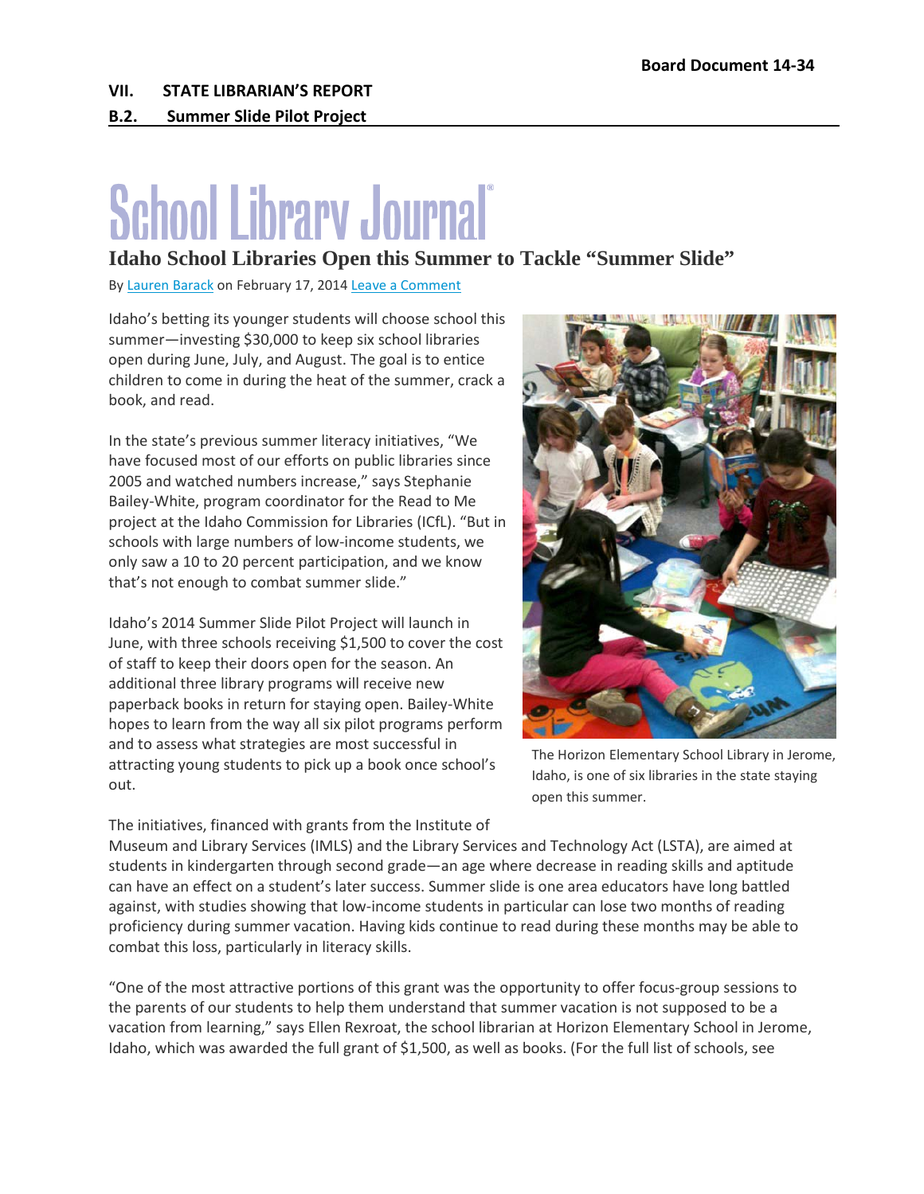Board Document 14-34

**VII. STATE LIBRARIAN'S REPORT**

**B.2. Summer Slide Pilot Project**

School Library Journal

# Idaho School Libraries Open this Summer to Tackle "Summer Slide"

By Lauren Barack on February 17, 2014 Leave a Comment

Idaho's betting its younger students will choose school this summer—investing $30,000 to keep six school libraries open during June, July, and August. The goal is to entice children to come in during the heat of the summer, crack a book, and read.

In the state's previous summer literacy initiatives, "We have focused most of our efforts on public libraries since 2005 and watched numbers increase," says Stephanie Bailey-White, program coordinator for the Read to Me project at the Idaho Commission for Libraries (ICfL). "But in schools with large numbers of low-income students, we only saw a 10 to 20 percent participation, and we know that's not enough to combat summer slide."

Idaho's 2014 Summer Slide Pilot Project will launch in June, with three schools receiving $1,500 to cover the cost of staff to keep their doors open for the season. An additional three library programs will receive new paperback books in return for staying open. Bailey-White hopes to learn from the way all six pilot programs perform and to assess what strategies are most successful in attracting young students to pick up a book once school's out.

The Horizon Elementary School Library in Jerome, Idaho, is one of six libraries in the state staying open this summer.

The initiatives, financed with grants from the Institute of Museum and Library Services (IMLS) and the Library Services and Technology Act (LSTA), are aimed at students in kindergarten through second grade—an age where decrease in reading skills and aptitude can have an effect on a student's later success. Summer slide is one area educators have long battled against, with studies showing that low-income students in particular can lose two months of reading proficiency during summer vacation. Having kids continue to read during these months may be able to combat this loss, particularly in literacy skills.

"One of the most attractive portions of this grant was the opportunity to offer focus-group sessions to the parents of our students to help them understand that summer vacation is not supposed to be a vacation from learning," says Ellen Rexroat, the school librarian at Horizon Elementary School in Jerome, Idaho, which was awarded the full grant of $1,500, as well as books. (For the full list of schools, see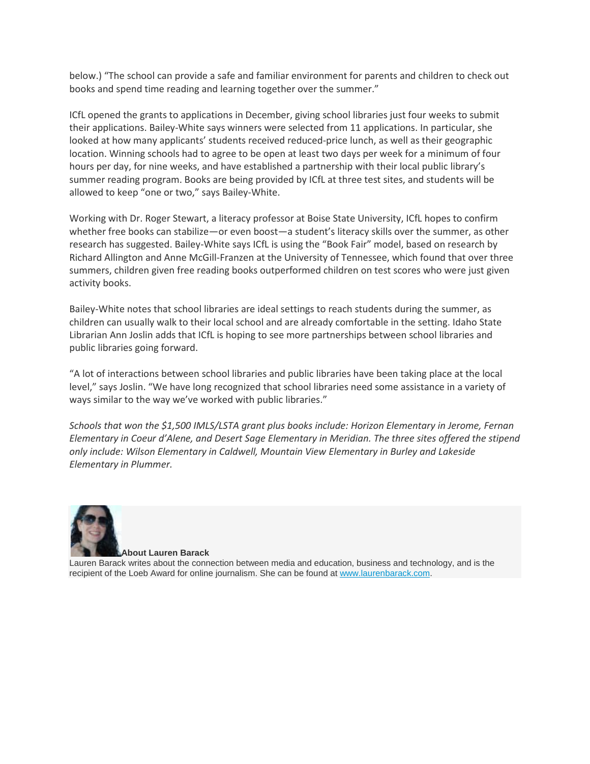below.) “The school can provide a safe and familiar environment for parents and children to check out books and spend time reading and learning together over the summer.”

ICfL opened the grants to applications in December, giving school libraries just four weeks to submit their applications. Bailey-White says winners were selected from 11 applications. In particular, she looked at how many applicants’ students received reduced-price lunch, as well as their geographic location. Winning schools had to agree to be open at least two days per week for a minimum of four hours per day, for nine weeks, and have established a partnership with their local public library’s summer reading program. Books are being provided by ICfL at three test sites, and students will be allowed to keep “one or two,” says Bailey-White.

Working with Dr. Roger Stewart, a literacy professor at Boise State University, ICfL hopes to confirm whether free books can stabilize—or even boost—a student’s literacy skills over the summer, as other research has suggested. Bailey-White says ICfL is using the “Book Fair” model, based on research by Richard Allington and Anne McGill-Franzen at the University of Tennessee, which found that over three summers, children given free reading books outperformed children on test scores who were just given activity books.

Bailey-White notes that school libraries are ideal settings to reach students during the summer, as children can usually walk to their local school and are already comfortable in the setting. Idaho State Librarian Ann Joslin adds that ICfL is hoping to see more partnerships between school libraries and public libraries going forward.

“A lot of interactions between school libraries and public libraries have been taking place at the local level,” says Joslin. “We have long recognized that school libraries need some assistance in a variety of ways similar to the way we’ve worked with public libraries.”

*Schools that won the $1,500 IMLS/LSTA grant plus books include: Horizon Elementary in Jerome, Fernan Elementary in Coeur d’Alene, and Desert Sage Elementary in Meridian. The three sites offered the stipend only include: Wilson Elementary in Caldwell, Mountain View Elementary in Burley and Lakeside Elementary in Plummer.*

**About Lauren Barack**

Lauren Barack writes about the connection between media and education, business and technology, and is the recipient of the Loeb Award for online journalism. She can be found at www.laurenbarack.com.